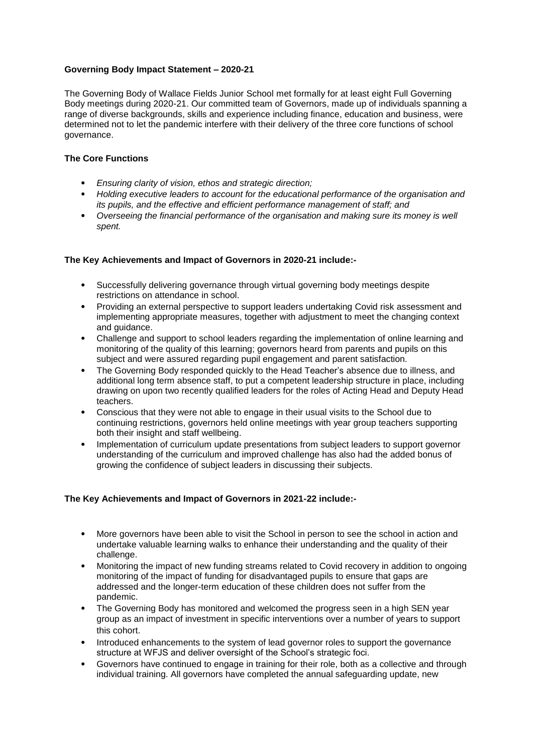**Governing Body Impact Statement – 2020-21**

The Governing Body of Wallace Fields Junior School met formally for at least eight Full Governing Body meetings during 2020-21. Our committed team of Governors, made up of individuals spanning a range of diverse backgrounds, skills and experience including finance, education and business, were determined not to let the pandemic interfere with their delivery of the three core functions of school governance.

**The Core Functions**

- *Ensuring clarity of vision, ethos and strategic direction;*
- *Holding executive leaders to account for the educational performance of the organisation and its pupils, and the effective and efficient performance management of staff; and*
- *Overseeing the financial performance of the organisation and making sure its money is well spent.*

**The Key Achievements and Impact of Governors in 2020-21 include:-**

- Successfully delivering governance through virtual governing body meetings despite restrictions on attendance in school.
- Providing an external perspective to support leaders undertaking Covid risk assessment and implementing appropriate measures, together with adjustment to meet the changing context and guidance.
- Challenge and support to school leaders regarding the implementation of online learning and monitoring of the quality of this learning; governors heard from parents and pupils on this subject and were assured regarding pupil engagement and parent satisfaction.
- The Governing Body responded quickly to the Head Teacher's absence due to illness, and additional long term absence staff, to put a competent leadership structure in place, including drawing on upon two recently qualified leaders for the roles of Acting Head and Deputy Head teachers.
- Conscious that they were not able to engage in their usual visits to the School due to continuing restrictions, governors held online meetings with year group teachers supporting both their insight and staff wellbeing.
- Implementation of curriculum update presentations from subject leaders to support governor understanding of the curriculum and improved challenge has also had the added bonus of growing the confidence of subject leaders in discussing their subjects.

**The Key Achievements and Impact of Governors in 2021-22 include:-**

- More governors have been able to visit the School in person to see the school in action and undertake valuable learning walks to enhance their understanding and the quality of their challenge.
- Monitoring the impact of new funding streams related to Covid recovery in addition to ongoing monitoring of the impact of funding for disadvantaged pupils to ensure that gaps are addressed and the longer-term education of these children does not suffer from the pandemic.
- The Governing Body has monitored and welcomed the progress seen in a high SEN year group as an impact of investment in specific interventions over a number of years to support this cohort.
- Introduced enhancements to the system of lead governor roles to support the governance structure at WFJS and deliver oversight of the School's strategic foci.
- Governors have continued to engage in training for their role, both as a collective and through individual training. All governors have completed the annual safeguarding update, new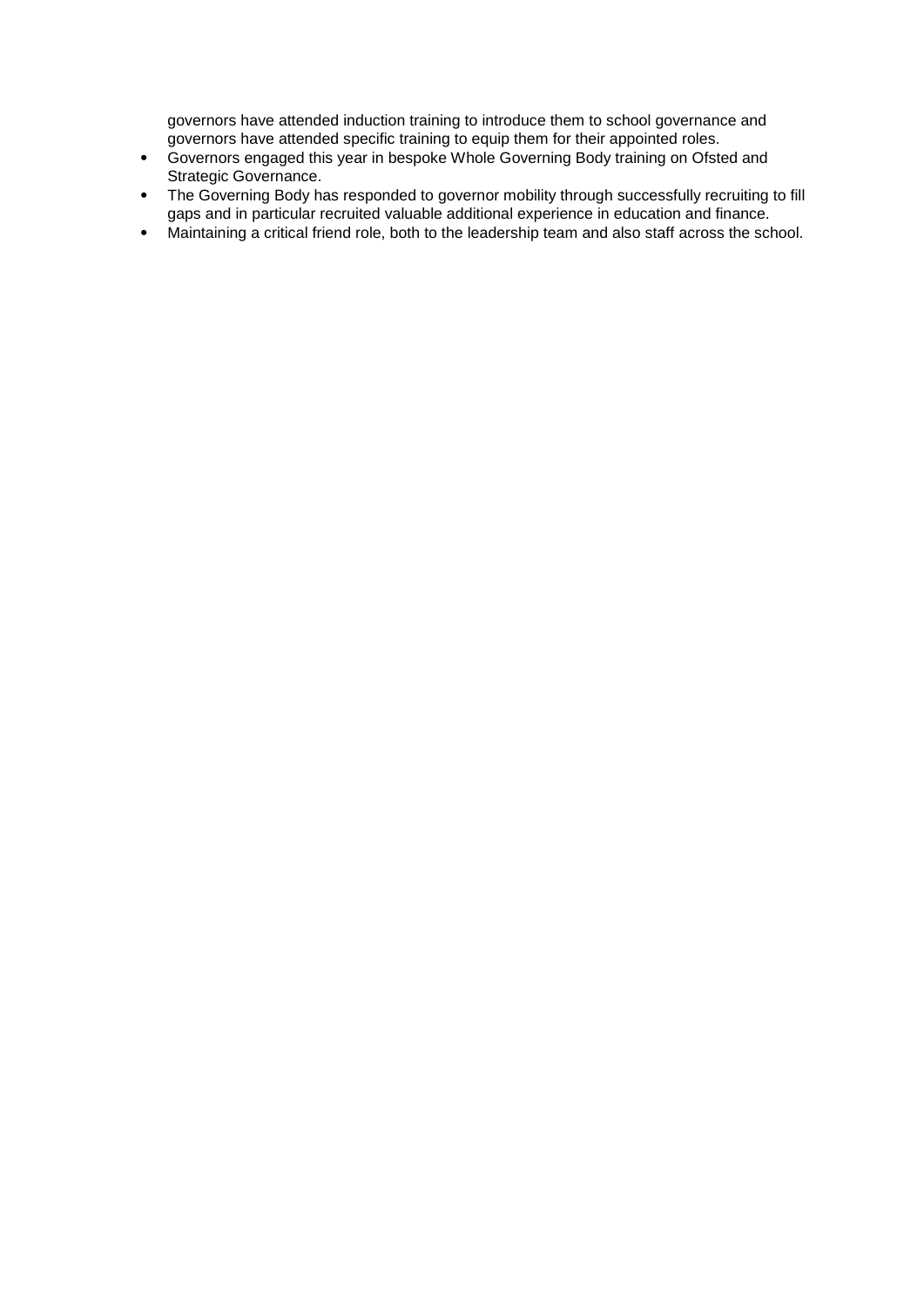governors have attended induction training to introduce them to school governance and governors have attended specific training to equip them for their appointed roles.

- Governors engaged this year in bespoke Whole Governing Body training on Ofsted and Strategic Governance.
- The Governing Body has responded to governor mobility through successfully recruiting to fill gaps and in particular recruited valuable additional experience in education and finance.
- Maintaining a critical friend role, both to the leadership team and also staff across the school.